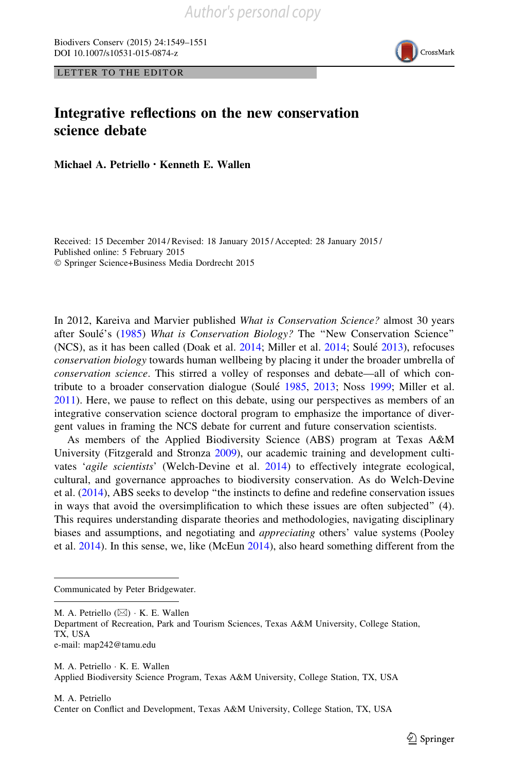LETTER TO THE EDITOR

# Integrative reflections on the new conservation science debate

**Michael A. Petriello · Kenneth E. Wallen**

Received: 15 December 2014 / Revised: 18 January 2015 / Accepted: 28 January 2015 / Published online: 5 February 2015
© Springer Science+Business Media Dordrecht 2015

In 2012, Kareiva and Marvier published *What is Conservation Science?* almost 30 years after Soulé's (1985) *What is Conservation Biology?* The "New Conservation Science" (NCS), as it has been called (Doak et al. 2014; Miller et al. 2014; Soulé 2013), refocuses *conservation biology* towards human wellbeing by placing it under the broader umbrella of *conservation science*. This stirred a volley of responses and debate—all of which contribute to a broader conservation dialogue (Soulé 1985, 2013; Noss 1999; Miller et al. 2011). Here, we pause to reflect on this debate, using our perspectives as members of an integrative conservation science doctoral program to emphasize the importance of divergent values in framing the NCS debate for current and future conservation scientists.

As members of the Applied Biodiversity Science (ABS) program at Texas A&M University (Fitzgerald and Stronza 2009), our academic training and development cultivates '*agile scientists*' (Welch-Devine et al. 2014) to effectively integrate ecological, cultural, and governance approaches to biodiversity conservation. As do Welch-Devine et al. (2014), ABS seeks to develop "the instincts to define and redefine conservation issues in ways that avoid the oversimplification to which these issues are often subjected" (4). This requires understanding disparate theories and methodologies, navigating disciplinary biases and assumptions, and negotiating and *appreciating* others' value systems (Pooley et al. 2014). In this sense, we, like (McEun 2014), also heard something different from the

---

Communicated by Peter Bridgewater.

M. A. Petriello (✉) · K. E. Wallen
Department of Recreation, Park and Tourism Sciences, Texas A&M University, College Station, TX, USA
e-mail: map242@tamu.edu

M. A. Petriello · K. E. Wallen
Applied Biodiversity Science Program, Texas A&M University, College Station, TX, USA

M. A. Petriello
Center on Conflict and Development, Texas A&M University, College Station, TX, USA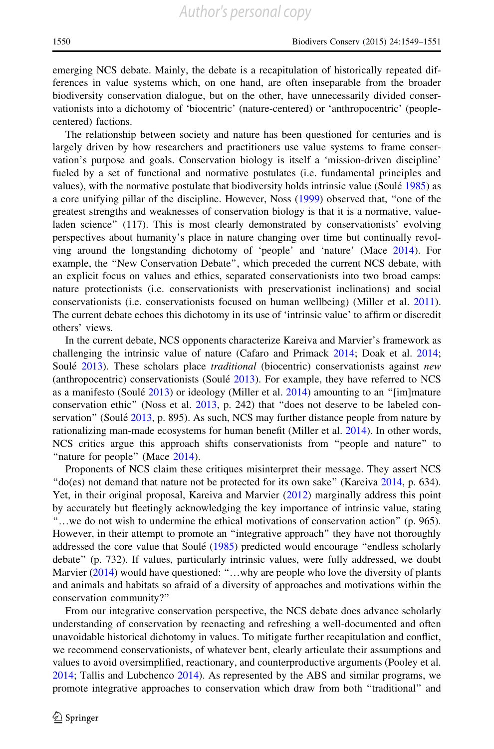emerging NCS debate. Mainly, the debate is a recapitulation of historically repeated differences in value systems which, on one hand, are often inseparable from the broader biodiversity conservation dialogue, but on the other, have unnecessarily divided conservationists into a dichotomy of 'biocentric' (nature-centered) or 'anthropocentric' (people-centered) factions.

The relationship between society and nature has been questioned for centuries and is largely driven by how researchers and practitioners use value systems to frame conservation's purpose and goals. Conservation biology is itself a 'mission-driven discipline' fueled by a set of functional and normative postulates (i.e. fundamental principles and values), with the normative postulate that biodiversity holds intrinsic value (Soulé 1985) as a core unifying pillar of the discipline. However, Noss (1999) observed that, "one of the greatest strengths and weaknesses of conservation biology is that it is a normative, value-laden science" (117). This is most clearly demonstrated by conservationists' evolving perspectives about humanity's place in nature changing over time but continually revolving around the longstanding dichotomy of 'people' and 'nature' (Mace 2014). For example, the "New Conservation Debate", which preceded the current NCS debate, with an explicit focus on values and ethics, separated conservationists into two broad camps: nature protectionists (i.e. conservationists with preservationist inclinations) and social conservationists (i.e. conservationists focused on human wellbeing) (Miller et al. 2011). The current debate echoes this dichotomy in its use of 'intrinsic value' to affirm or discredit others' views.

In the current debate, NCS opponents characterize Kareiva and Marvier's framework as challenging the intrinsic value of nature (Cafaro and Primack 2014; Doak et al. 2014; Soulé 2013). These scholars place *traditional* (biocentric) conservationists against *new* (anthropocentric) conservationists (Soulé 2013). For example, they have referred to NCS as a manifesto (Soulé 2013) or ideology (Miller et al. 2014) amounting to an "[im]mature conservation ethic" (Noss et al. 2013, p. 242) that "does not deserve to be labeled conservation" (Soulé 2013, p. 895). As such, NCS may further distance people from nature by rationalizing man-made ecosystems for human benefit (Miller et al. 2014). In other words, NCS critics argue this approach shifts conservationists from "people and nature" to "nature for people" (Mace 2014).

Proponents of NCS claim these critiques misinterpret their message. They assert NCS "do(es) not demand that nature not be protected for its own sake" (Kareiva 2014, p. 634). Yet, in their original proposal, Kareiva and Marvier (2012) marginally address this point by accurately but fleetingly acknowledging the key importance of intrinsic value, stating "…we do not wish to undermine the ethical motivations of conservation action" (p. 965). However, in their attempt to promote an "integrative approach" they have not thoroughly addressed the core value that Soulé (1985) predicted would encourage "endless scholarly debate" (p. 732). If values, particularly intrinsic values, were fully addressed, we doubt Marvier (2014) would have questioned: "…why are people who love the diversity of plants and animals and habitats so afraid of a diversity of approaches and motivations within the conservation community?"

From our integrative conservation perspective, the NCS debate does advance scholarly understanding of conservation by reenacting and refreshing a well-documented and often unavoidable historical dichotomy in values. To mitigate further recapitulation and conflict, we recommend conservationists, of whatever bent, clearly articulate their assumptions and values to avoid oversimplified, reactionary, and counterproductive arguments (Pooley et al. 2014; Tallis and Lubchenco 2014). As represented by the ABS and similar programs, we promote integrative approaches to conservation which draw from both "traditional" and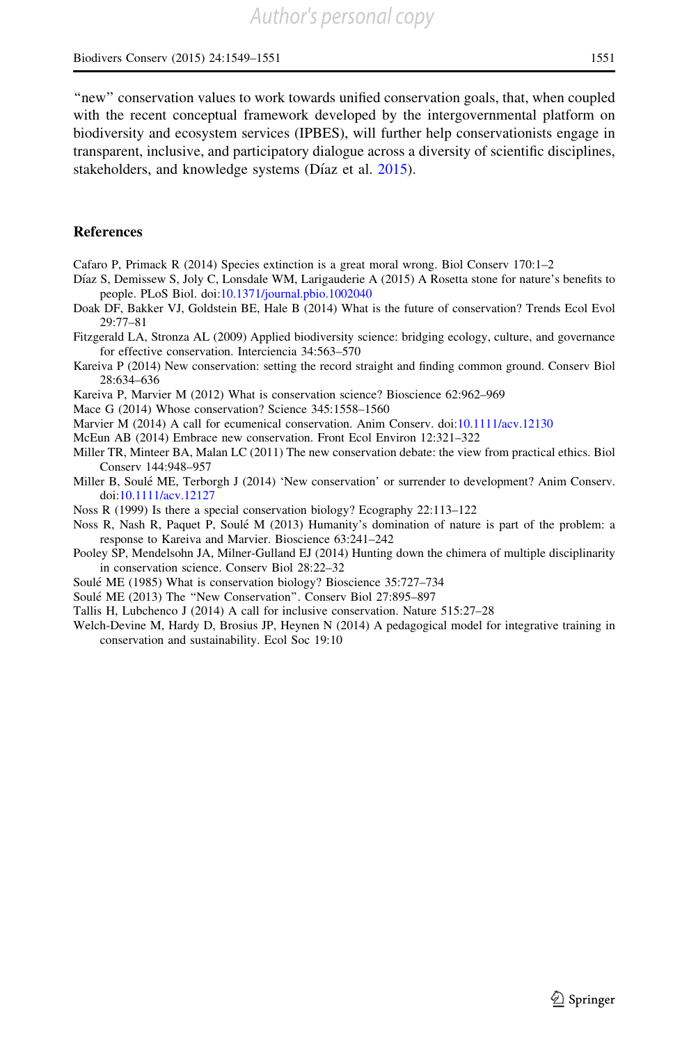"new" conservation values to work towards unified conservation goals, that, when coupled with the recent conceptual framework developed by the intergovernmental platform on biodiversity and ecosystem services (IPBES), will further help conservationists engage in transparent, inclusive, and participatory dialogue across a diversity of scientific disciplines, stakeholders, and knowledge systems (Díaz et al. 2015).

## References

Cafaro P, Primack R (2014) Species extinction is a great moral wrong. Biol Conserv 170:1–2

Díaz S, Demissew S, Joly C, Lonsdale WM, Larigauderie A (2015) A Rosetta stone for nature's benefits to people. PLoS Biol. doi:10.1371/journal.pbio.1002040

Doak DF, Bakker VJ, Goldstein BE, Hale B (2014) What is the future of conservation? Trends Ecol Evol 29:77–81

Fitzgerald LA, Stronza AL (2009) Applied biodiversity science: bridging ecology, culture, and governance for effective conservation. Interciencia 34:563–570

Kareiva P (2014) New conservation: setting the record straight and finding common ground. Conserv Biol 28:634–636

Kareiva P, Marvier M (2012) What is conservation science? Bioscience 62:962–969

Mace G (2014) Whose conservation? Science 345:1558–1560

Marvier M (2014) A call for ecumenical conservation. Anim Conserv. doi:10.1111/acv.12130

McEun AB (2014) Embrace new conservation. Front Ecol Environ 12:321–322

Miller TR, Minteer BA, Malan LC (2011) The new conservation debate: the view from practical ethics. Biol Conserv 144:948–957

Miller B, Soulé ME, Terborgh J (2014) 'New conservation' or surrender to development? Anim Conserv. doi:10.1111/acv.12127

Noss R (1999) Is there a special conservation biology? Ecography 22:113–122

Noss R, Nash R, Paquet P, Soulé M (2013) Humanity's domination of nature is part of the problem: a response to Kareiva and Marvier. Bioscience 63:241–242

Pooley SP, Mendelsohn JA, Milner-Gulland EJ (2014) Hunting down the chimera of multiple disciplinarity in conservation science. Conserv Biol 28:22–32

Soulé ME (1985) What is conservation biology? Bioscience 35:727–734

Soulé ME (2013) The "New Conservation". Conserv Biol 27:895–897

Tallis H, Lubchenco J (2014) A call for inclusive conservation. Nature 515:27–28

Welch-Devine M, Hardy D, Brosius JP, Heynen N (2014) A pedagogical model for integrative training in conservation and sustainability. Ecol Soc 19:10